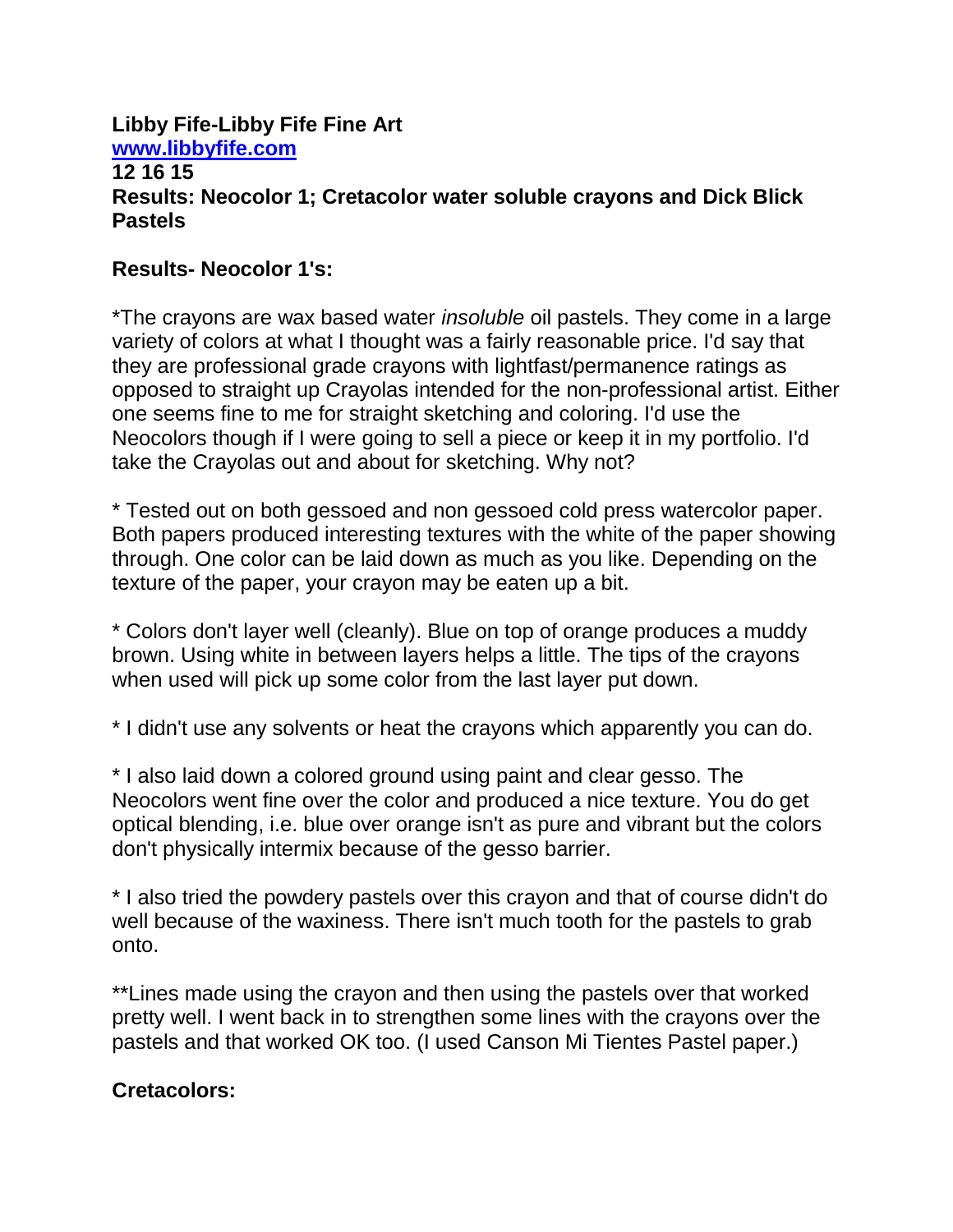**Libby Fife-Libby Fife Fine Art**
**[www.libbyfife.com](http://www.libbyfife.com)**
**12 16 15**
**Results: Neocolor 1; Cretacolor water soluble crayons and Dick Blick Pastels**

**Results- Neocolor 1's:**

*The crayons are wax based water *insoluble* oil pastels. They come in a large variety of colors at what I thought was a fairly reasonable price. I'd say that they are professional grade crayons with lightfast/permanence ratings as opposed to straight up Crayolas intended for the non-professional artist. Either one seems fine to me for straight sketching and coloring. I'd use the Neocolors though if I were going to sell a piece or keep it in my portfolio. I'd take the Crayolas out and about for sketching. Why not?

* Tested out on both gessoed and non gessoed cold press watercolor paper. Both papers produced interesting textures with the white of the paper showing through. One color can be laid down as much as you like. Depending on the texture of the paper, your crayon may be eaten up a bit.

* Colors don't layer well (cleanly). Blue on top of orange produces a muddy brown. Using white in between layers helps a little. The tips of the crayons when used will pick up some color from the last layer put down.

* I didn't use any solvents or heat the crayons which apparently you can do.

* I also laid down a colored ground using paint and clear gesso. The Neocolors went fine over the color and produced a nice texture. You do get optical blending, i.e. blue over orange isn't as pure and vibrant but the colors don't physically intermix because of the gesso barrier.

* I also tried the powdery pastels over this crayon and that of course didn't do well because of the waxiness. There isn't much tooth for the pastels to grab onto.

**Lines made using the crayon and then using the pastels over that worked pretty well. I went back in to strengthen some lines with the crayons over the pastels and that worked OK too. (I used Canson Mi Tientes Pastel paper.)

**Cretacolors:**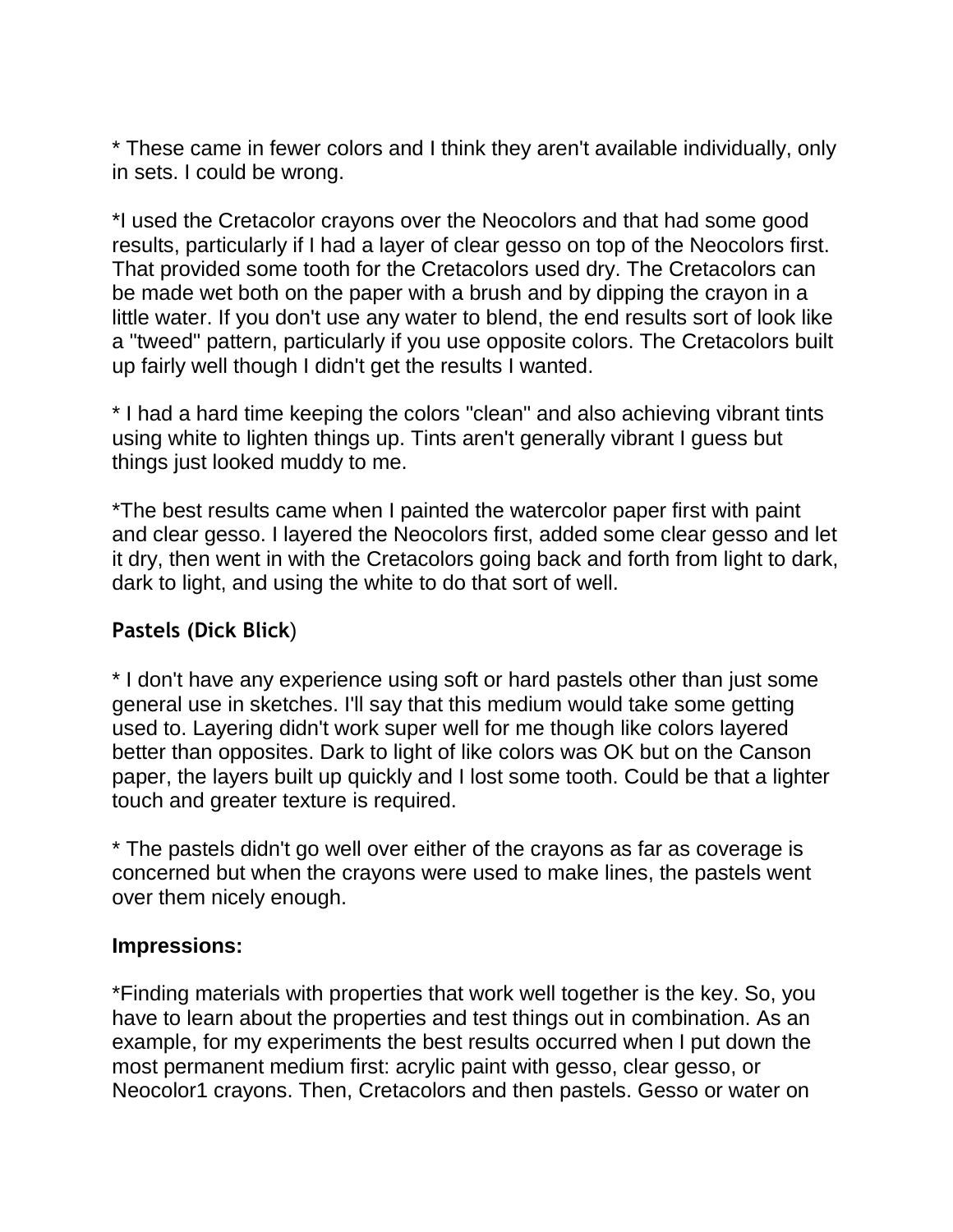* These came in fewer colors and I think they aren't available individually, only in sets. I could be wrong.

*I used the Cretacolor crayons over the Neocolors and that had some good results, particularly if I had a layer of clear gesso on top of the Neocolors first. That provided some tooth for the Cretacolors used dry. The Cretacolors can be made wet both on the paper with a brush and by dipping the crayon in a little water. If you don't use any water to blend, the end results sort of look like a "tweed" pattern, particularly if you use opposite colors. The Cretacolors built up fairly well though I didn't get the results I wanted.

* I had a hard time keeping the colors "clean" and also achieving vibrant tints using white to lighten things up. Tints aren't generally vibrant I guess but things just looked muddy to me.

*The best results came when I painted the watercolor paper first with paint and clear gesso. I layered the Neocolors first, added some clear gesso and let it dry, then went in with the Cretacolors going back and forth from light to dark, dark to light, and using the white to do that sort of well.

**Pastels (Dick Blick)**

* I don't have any experience using soft or hard pastels other than just some general use in sketches. I'll say that this medium would take some getting used to. Layering didn't work super well for me though like colors layered better than opposites. Dark to light of like colors was OK but on the Canson paper, the layers built up quickly and I lost some tooth. Could be that a lighter touch and greater texture is required.

* The pastels didn't go well over either of the crayons as far as coverage is concerned but when the crayons were used to make lines, the pastels went over them nicely enough.

**Impressions:**

*Finding materials with properties that work well together is the key. So, you have to learn about the properties and test things out in combination. As an example, for my experiments the best results occurred when I put down the most permanent medium first: acrylic paint with gesso, clear gesso, or Neocolor1 crayons. Then, Cretacolors and then pastels. Gesso or water on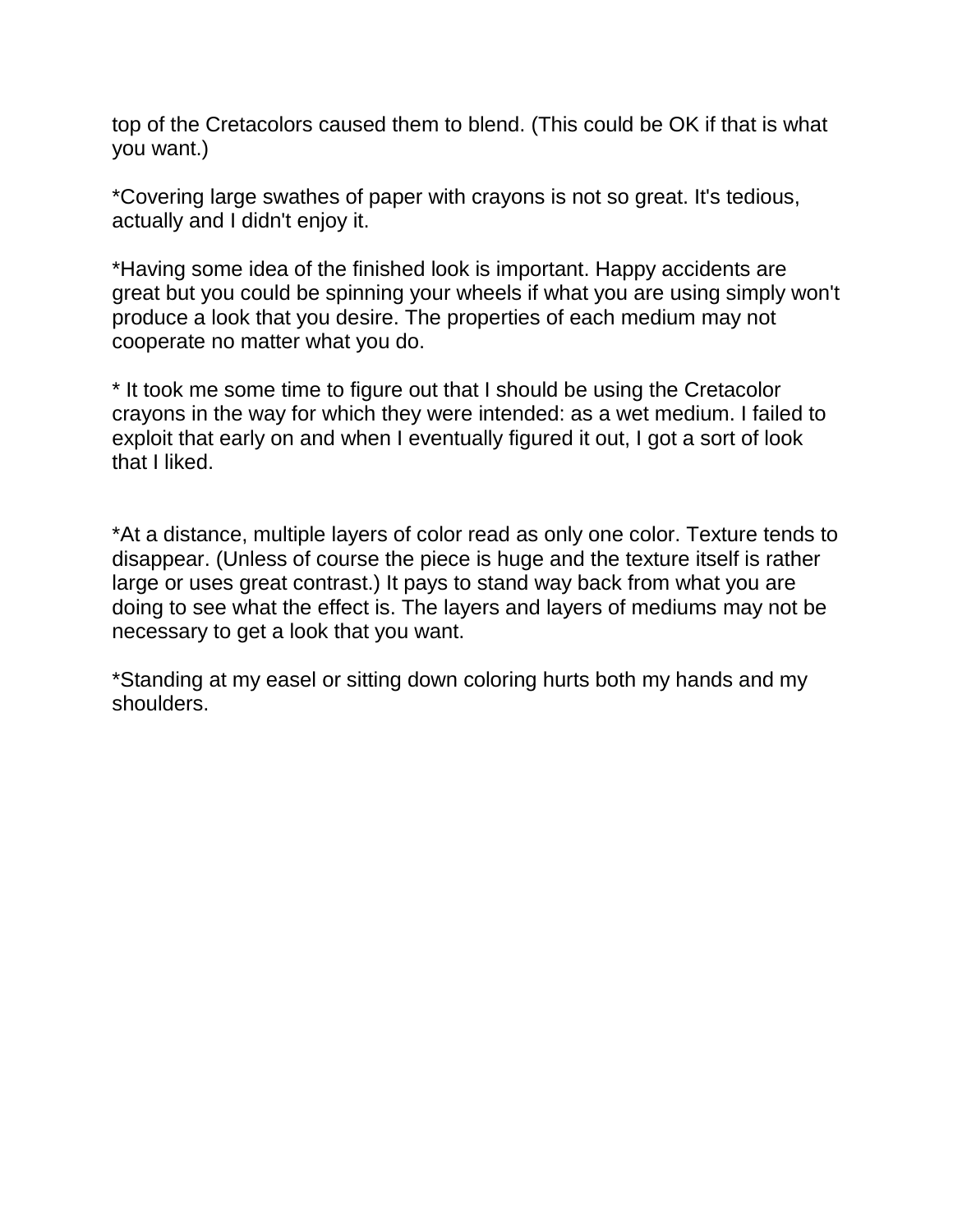top of the Cretacolors caused them to blend. (This could be OK if that is what you want.)

*Covering large swathes of paper with crayons is not so great. It's tedious, actually and I didn't enjoy it.

*Having some idea of the finished look is important. Happy accidents are great but you could be spinning your wheels if what you are using simply won't produce a look that you desire. The properties of each medium may not cooperate no matter what you do.

* It took me some time to figure out that I should be using the Cretacolor crayons in the way for which they were intended: as a wet medium. I failed to exploit that early on and when I eventually figured it out, I got a sort of look that I liked.

*At a distance, multiple layers of color read as only one color. Texture tends to disappear. (Unless of course the piece is huge and the texture itself is rather large or uses great contrast.) It pays to stand way back from what you are doing to see what the effect is. The layers and layers of mediums may not be necessary to get a look that you want.

*Standing at my easel or sitting down coloring hurts both my hands and my shoulders.